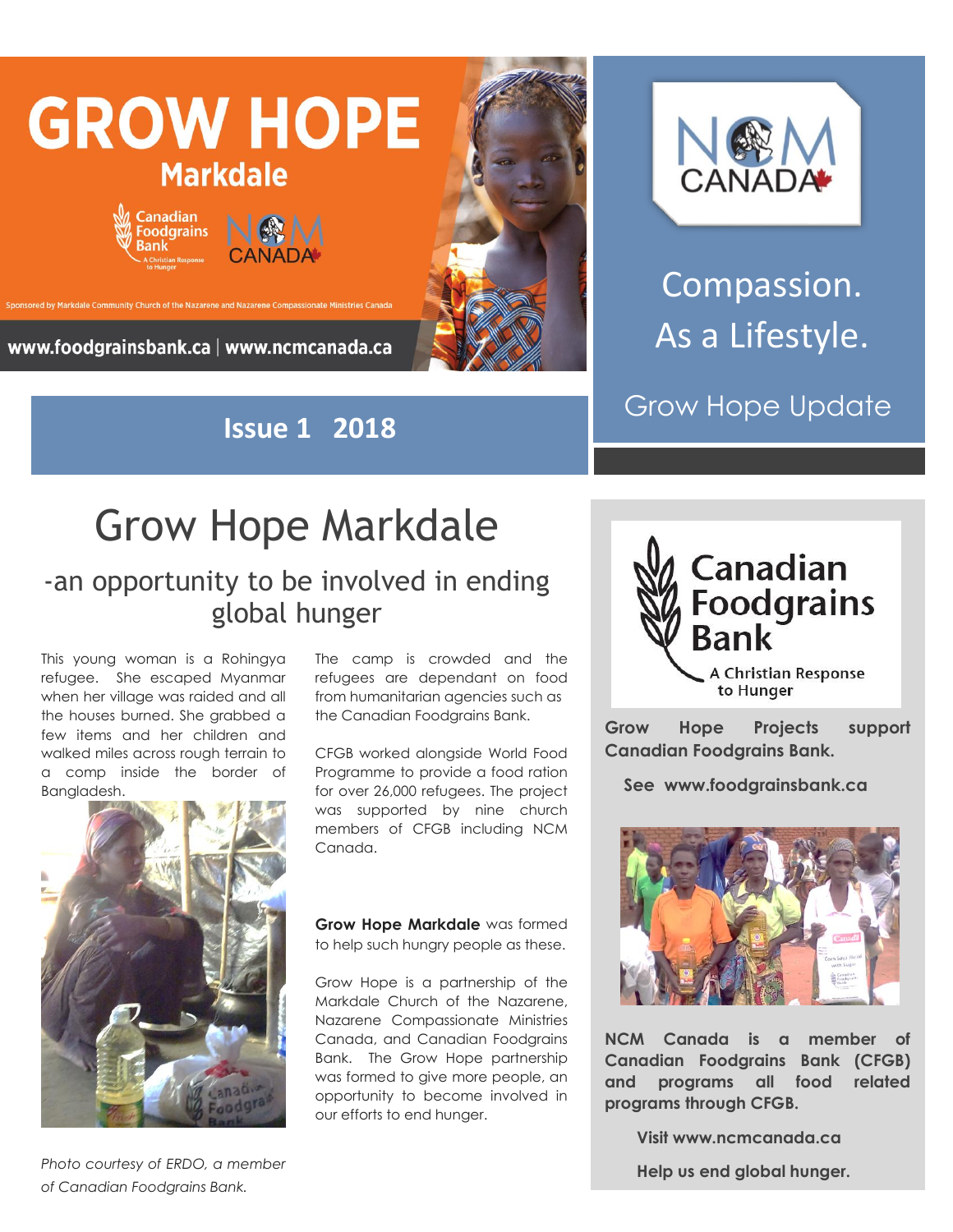# GROW HOPE

## Markdale

Canadian Foodgrains Bank — A Christian Response to Hunger

NCM CANADA

Sponsored by Markdale Community Church of the Nazarene and Nazarene Compassionate Ministries Canada

**www.foodgrainsbank.ca | www.ncmcanada.ca**

NCM CANADA

Compassion.
As a Lifestyle.

Grow Hope Update

**Issue 1 2018**

# Grow Hope Markdale

## -an opportunity to be involved in ending global hunger

This young woman is a Rohingya refugee. She escaped Myanmar when her village was raided and all the houses burned. She grabbed a few items and her children and walked miles across rough terrain to a comp inside the border of Bangladesh.

*Photo courtesy of ERDO, a member of Canadian Foodgrains Bank.*

The camp is crowded and the refugees are dependant on food from humanitarian agencies such as the Canadian Foodgrains Bank.

CFGB worked alongside World Food Programme to provide a food ration for over 26,000 refugees. The project was supported by nine church members of CFGB including NCM Canada.

**Grow Hope Markdale** was formed to help such hungry people as these.

Grow Hope is a partnership of the Markdale Church of the Nazarene, Nazarene Compassionate Ministries Canada, and Canadian Foodgrains Bank. The Grow Hope partnership was formed to give more people, an opportunity to become involved in our efforts to end hunger.

Canadian Foodgrains Bank
A Christian Response to Hunger

**Grow Hope Projects support Canadian Foodgrains Bank.**

**See www.foodgrainsbank.ca**

**NCM Canada is a member of Canadian Foodgrains Bank (CFGB) and programs all food related programs through CFGB.**

**Visit www.ncmcanada.ca**

**Help us end global hunger.**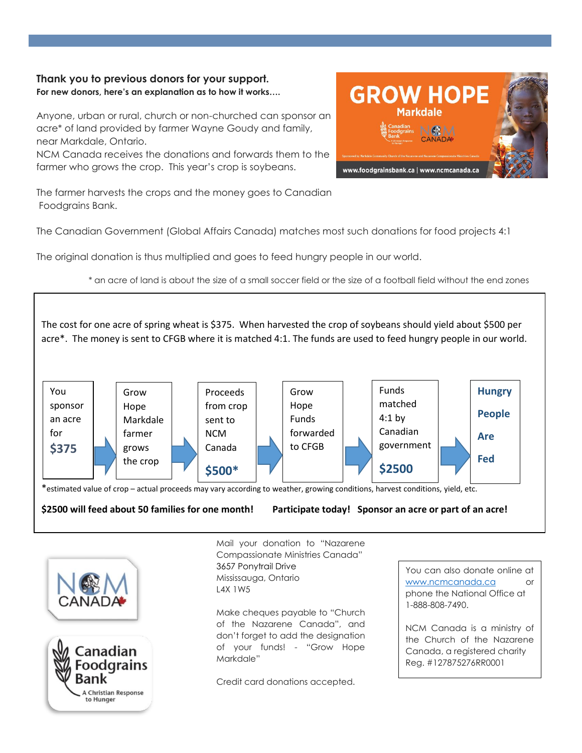**Thank you to previous donors for your support.**
**For new donors, here's an explanation as to how it works….**

Anyone, urban or rural, church or non-churched can sponsor an acre* of land provided by farmer Wayne Goudy and family, near Markdale, Ontario.
NCM Canada receives the donations and forwards them to the farmer who grows the crop. This year's crop is soybeans.

GROW HOPE
Markdale
Canadian Foodgrains Bank
NCM CANADA
Sponsored by Markdale Community Church of the Nazarene and Nazarene Compassionate Ministries Canada
www.foodgrainsbank.ca | www.ncmcanada.ca

The farmer harvests the crops and the money goes to Canadian Foodgrains Bank.

The Canadian Government (Global Affairs Canada) matches most such donations for food projects 4:1

The original donation is thus multiplied and goes to feed hungry people in our world.

* an acre of land is about the size of a small soccer field or the size of a football field without the end zones

The cost for one acre of spring wheat is $375. When harvested the crop of soybeans should yield about $500 per acre*. The money is sent to CFGB where it is matched 4:1. The funds are used to feed hungry people in our world.

You sponsor an acre for **$375** → Grow Hope Markdale farmer grows the crop → Proceeds from crop sent to NCM Canada **$500*** → Grow Hope Funds forwarded to CFGB → Funds matched 4:1 by Canadian government **$2500** → **Hungry People Are Fed**

*estimated value of crop – actual proceeds may vary according to weather, growing conditions, harvest conditions, yield, etc.

**$2500 will feed about 50 families for one month!** **Participate today! Sponsor an acre or part of an acre!**

NCM CANADA

Canadian Foodgrains Bank
A Christian Response to Hunger

Mail your donation to "Nazarene Compassionate Ministries Canada"
3657 Ponytrail Drive
Mississauga, Ontario
L4X 1W5

Make cheques payable to "Church of the Nazarene Canada", and don't forget to add the designation of your funds! - "Grow Hope Markdale"

Credit card donations accepted.

You can also donate online at www.ncmcanada.ca or phone the National Office at 1-888-808-7490.

NCM Canada is a ministry of the Church of the Nazarene Canada, a registered charity Reg. #127875276RR0001